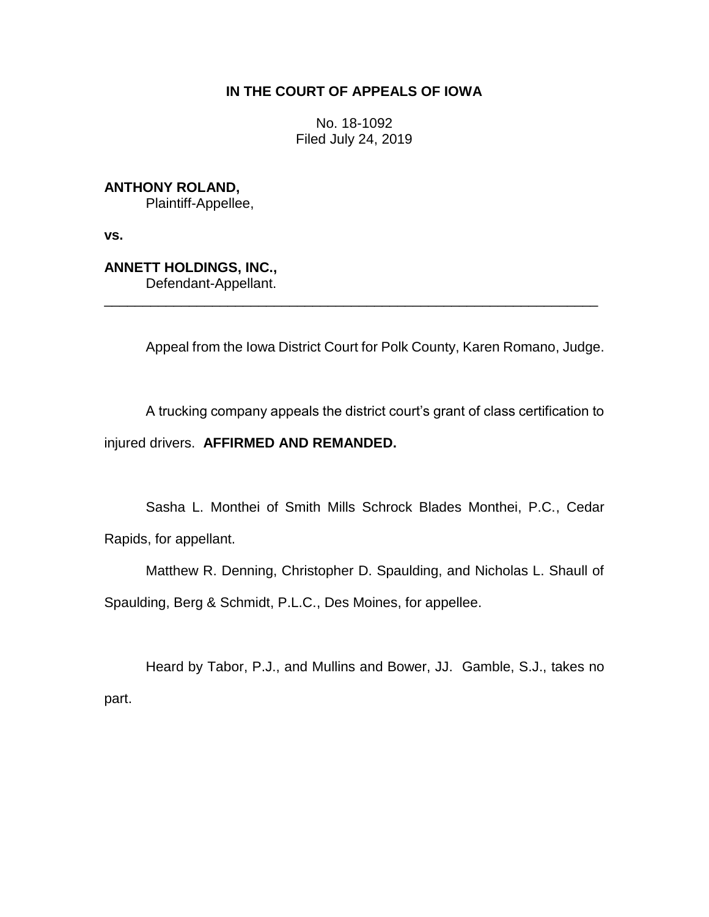**IN THE COURT OF APPEALS OF IOWA**

No. 18-1092
Filed July 24, 2019

**ANTHONY ROLAND,**
Plaintiff-Appellee,

**vs.**

**ANNETT HOLDINGS, INC.,**
Defendant-Appellant.

---

Appeal from the Iowa District Court for Polk County, Karen Romano, Judge.

A trucking company appeals the district court's grant of class certification to injured drivers. **AFFIRMED AND REMANDED.**

Sasha L. Monthei of Smith Mills Schrock Blades Monthei, P.C., Cedar Rapids, for appellant.

Matthew R. Denning, Christopher D. Spaulding, and Nicholas L. Shaull of Spaulding, Berg & Schmidt, P.L.C., Des Moines, for appellee.

Heard by Tabor, P.J., and Mullins and Bower, JJ. Gamble, S.J., takes no part.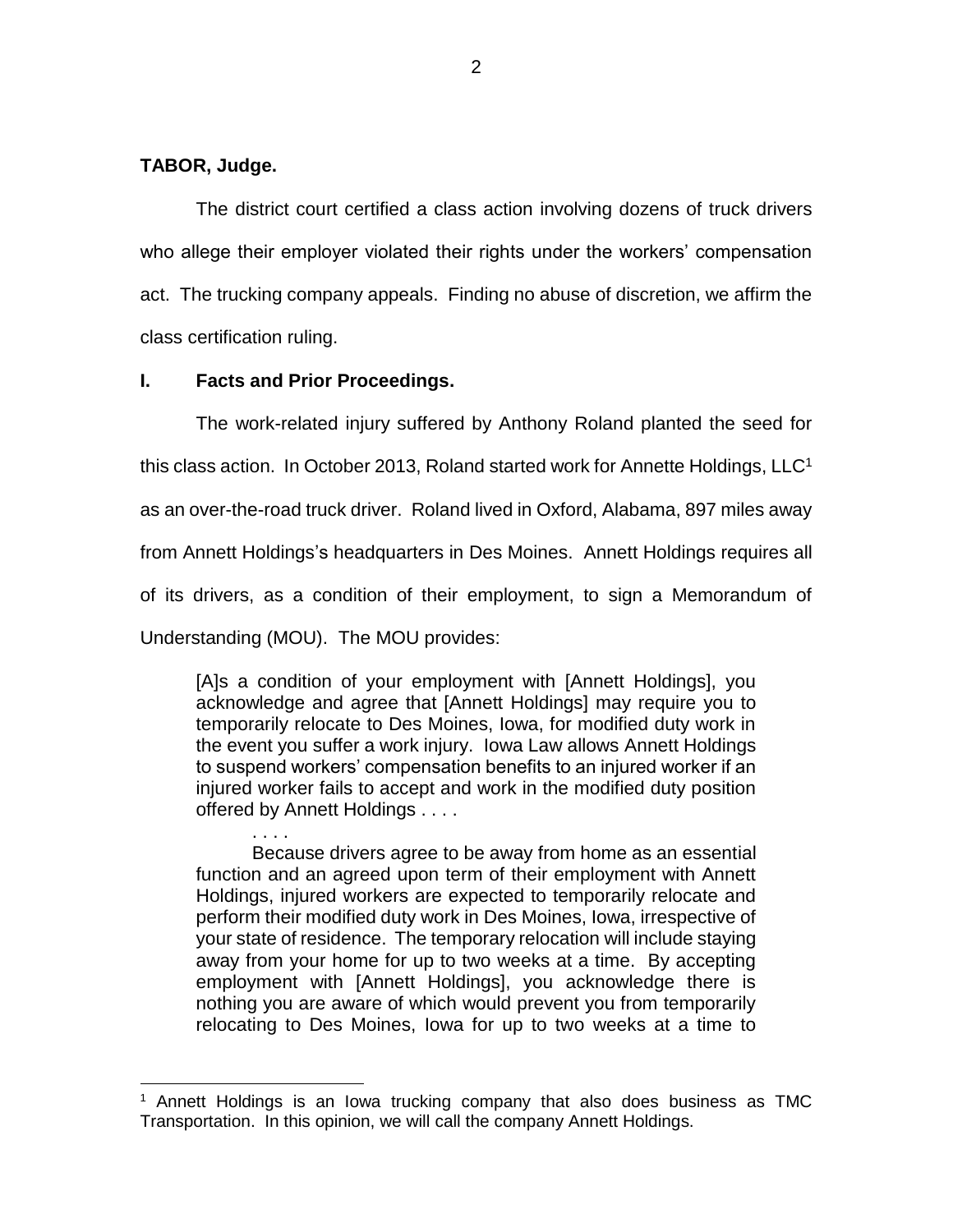**TABOR, Judge.**

The district court certified a class action involving dozens of truck drivers who allege their employer violated their rights under the workers' compensation act. The trucking company appeals. Finding no abuse of discretion, we affirm the class certification ruling.

## I. Facts and Prior Proceedings.

The work-related injury suffered by Anthony Roland planted the seed for this class action. In October 2013, Roland started work for Annette Holdings, LLC[1] as an over-the-road truck driver. Roland lived in Oxford, Alabama, 897 miles away from Annett Holdings's headquarters in Des Moines. Annett Holdings requires all of its drivers, as a condition of their employment, to sign a Memorandum of Understanding (MOU). The MOU provides:

> [A]s a condition of your employment with [Annett Holdings], you acknowledge and agree that [Annett Holdings] may require you to temporarily relocate to Des Moines, Iowa, for modified duty work in the event you suffer a work injury. Iowa Law allows Annett Holdings to suspend workers' compensation benefits to an injured worker if an injured worker fails to accept and work in the modified duty position offered by Annett Holdings . . . .
>
> . . . .
>
> Because drivers agree to be away from home as an essential function and an agreed upon term of their employment with Annett Holdings, injured workers are expected to temporarily relocate and perform their modified duty work in Des Moines, Iowa, irrespective of your state of residence. The temporary relocation will include staying away from your home for up to two weeks at a time. By accepting employment with [Annett Holdings], you acknowledge there is nothing you are aware of which would prevent you from temporarily relocating to Des Moines, Iowa for up to two weeks at a time to

[1] Annett Holdings is an Iowa trucking company that also does business as TMC Transportation. In this opinion, we will call the company Annett Holdings.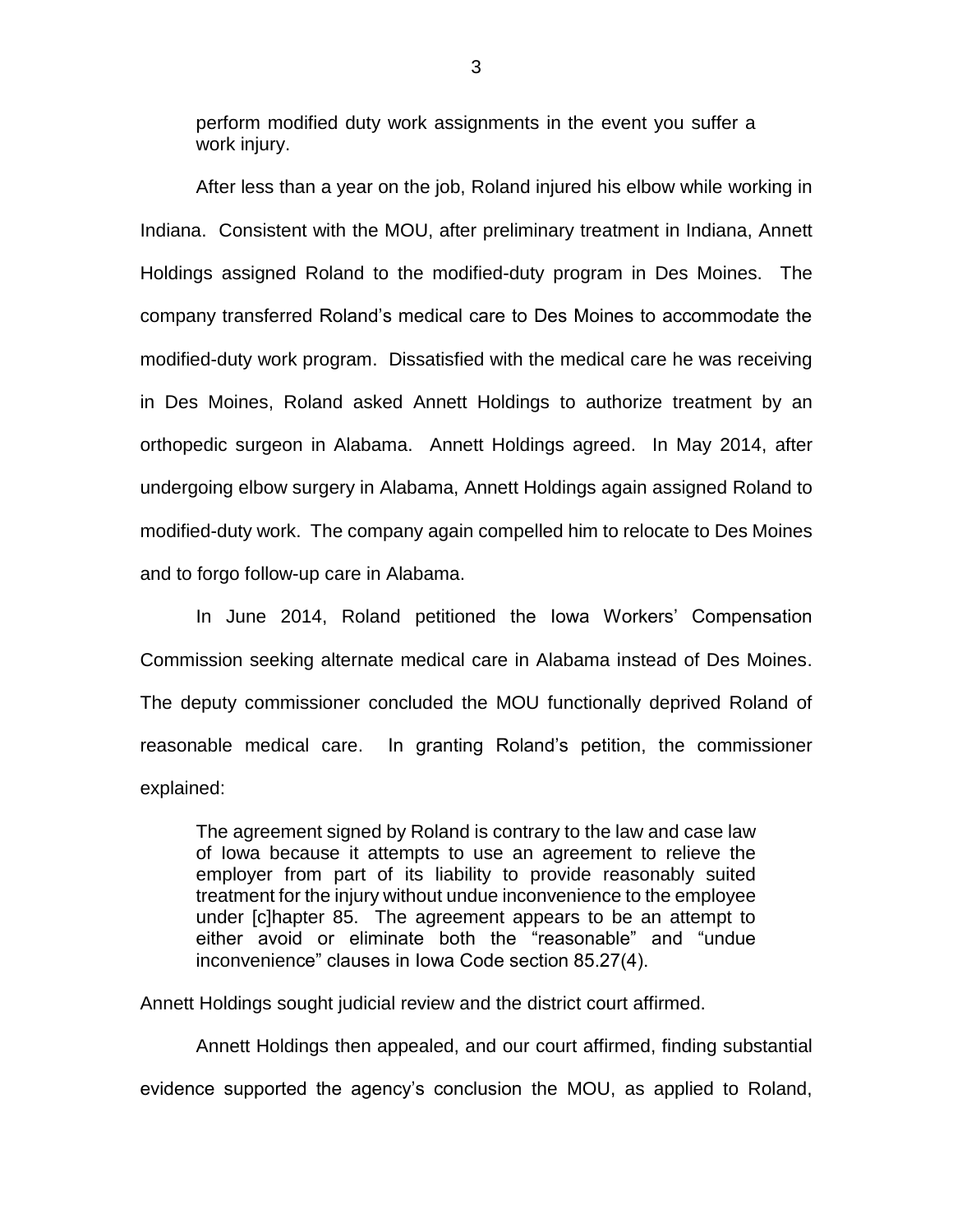> perform modified duty work assignments in the event you suffer a work injury.

After less than a year on the job, Roland injured his elbow while working in Indiana. Consistent with the MOU, after preliminary treatment in Indiana, Annett Holdings assigned Roland to the modified-duty program in Des Moines. The company transferred Roland's medical care to Des Moines to accommodate the modified-duty work program. Dissatisfied with the medical care he was receiving in Des Moines, Roland asked Annett Holdings to authorize treatment by an orthopedic surgeon in Alabama. Annett Holdings agreed. In May 2014, after undergoing elbow surgery in Alabama, Annett Holdings again assigned Roland to modified-duty work. The company again compelled him to relocate to Des Moines and to forgo follow-up care in Alabama.

In June 2014, Roland petitioned the Iowa Workers' Compensation Commission seeking alternate medical care in Alabama instead of Des Moines. The deputy commissioner concluded the MOU functionally deprived Roland of reasonable medical care. In granting Roland's petition, the commissioner explained:

> The agreement signed by Roland is contrary to the law and case law of Iowa because it attempts to use an agreement to relieve the employer from part of its liability to provide reasonably suited treatment for the injury without undue inconvenience to the employee under [c]hapter 85. The agreement appears to be an attempt to either avoid or eliminate both the "reasonable" and "undue inconvenience" clauses in Iowa Code section 85.27(4).

Annett Holdings sought judicial review and the district court affirmed.

Annett Holdings then appealed, and our court affirmed, finding substantial evidence supported the agency's conclusion the MOU, as applied to Roland,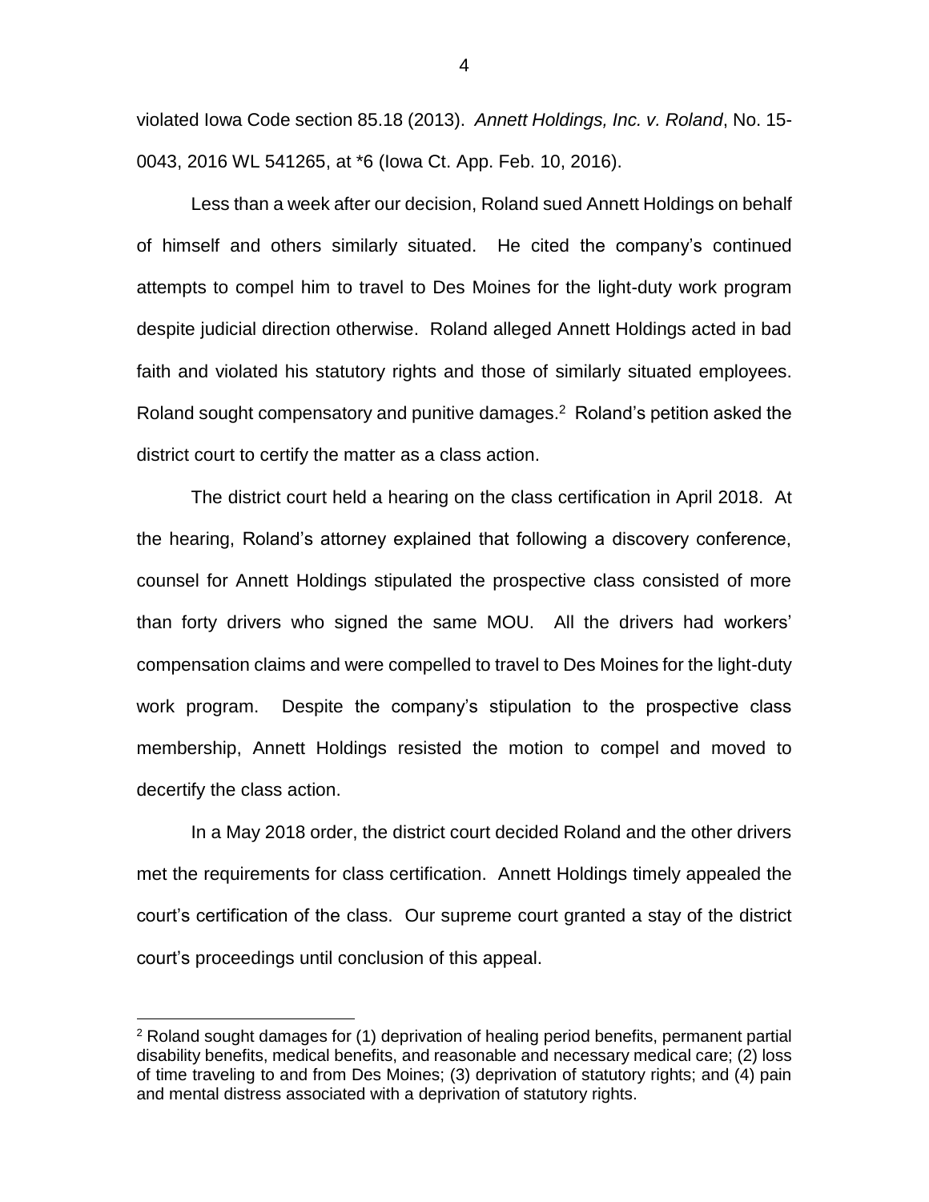violated Iowa Code section 85.18 (2013). *Annett Holdings, Inc. v. Roland*, No. 15-0043, 2016 WL 541265, at *6 (Iowa Ct. App. Feb. 10, 2016).

Less than a week after our decision, Roland sued Annett Holdings on behalf of himself and others similarly situated. He cited the company's continued attempts to compel him to travel to Des Moines for the light-duty work program despite judicial direction otherwise. Roland alleged Annett Holdings acted in bad faith and violated his statutory rights and those of similarly situated employees. Roland sought compensatory and punitive damages.[2] Roland's petition asked the district court to certify the matter as a class action.

The district court held a hearing on the class certification in April 2018. At the hearing, Roland's attorney explained that following a discovery conference, counsel for Annett Holdings stipulated the prospective class consisted of more than forty drivers who signed the same MOU. All the drivers had workers' compensation claims and were compelled to travel to Des Moines for the light-duty work program. Despite the company's stipulation to the prospective class membership, Annett Holdings resisted the motion to compel and moved to decertify the class action.

In a May 2018 order, the district court decided Roland and the other drivers met the requirements for class certification. Annett Holdings timely appealed the court's certification of the class. Our supreme court granted a stay of the district court's proceedings until conclusion of this appeal.

---

[2] Roland sought damages for (1) deprivation of healing period benefits, permanent partial disability benefits, medical benefits, and reasonable and necessary medical care; (2) loss of time traveling to and from Des Moines; (3) deprivation of statutory rights; and (4) pain and mental distress associated with a deprivation of statutory rights.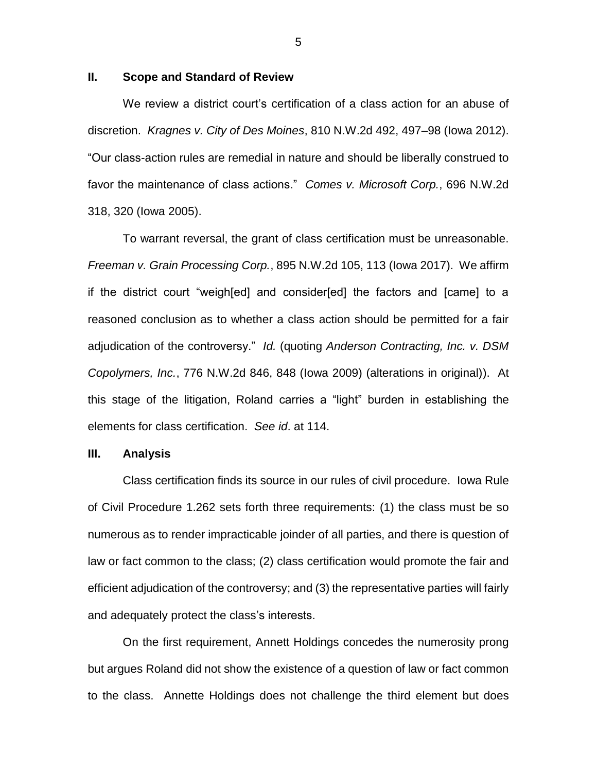## II. Scope and Standard of Review

We review a district court's certification of a class action for an abuse of discretion. *Kragnes v. City of Des Moines*, 810 N.W.2d 492, 497–98 (Iowa 2012). "Our class-action rules are remedial in nature and should be liberally construed to favor the maintenance of class actions." *Comes v. Microsoft Corp.*, 696 N.W.2d 318, 320 (Iowa 2005).

To warrant reversal, the grant of class certification must be unreasonable. *Freeman v. Grain Processing Corp.*, 895 N.W.2d 105, 113 (Iowa 2017). We affirm if the district court "weigh[ed] and consider[ed] the factors and [came] to a reasoned conclusion as to whether a class action should be permitted for a fair adjudication of the controversy." *Id.* (quoting *Anderson Contracting, Inc. v. DSM Copolymers, Inc.*, 776 N.W.2d 846, 848 (Iowa 2009) (alterations in original)). At this stage of the litigation, Roland carries a "light" burden in establishing the elements for class certification. *See id*. at 114.

## III. Analysis

Class certification finds its source in our rules of civil procedure. Iowa Rule of Civil Procedure 1.262 sets forth three requirements: (1) the class must be so numerous as to render impracticable joinder of all parties, and there is question of law or fact common to the class; (2) class certification would promote the fair and efficient adjudication of the controversy; and (3) the representative parties will fairly and adequately protect the class's interests.

On the first requirement, Annett Holdings concedes the numerosity prong but argues Roland did not show the existence of a question of law or fact common to the class. Annette Holdings does not challenge the third element but does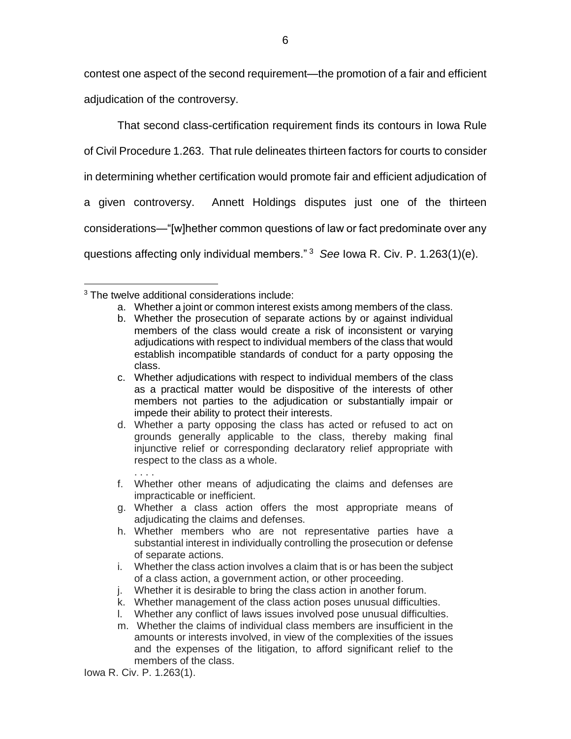contest one aspect of the second requirement—the promotion of a fair and efficient adjudication of the controversy.

That second class-certification requirement finds its contours in Iowa Rule of Civil Procedure 1.263. That rule delineates thirteen factors for courts to consider in determining whether certification would promote fair and efficient adjudication of a given controversy. Annett Holdings disputes just one of the thirteen considerations—"[w]hether common questions of law or fact predominate over any questions affecting only individual members." [3] *See* Iowa R. Civ. P. 1.263(1)(e).

---

[3] The twelve additional considerations include:

a. Whether a joint or common interest exists among members of the class.
b. Whether the prosecution of separate actions by or against individual members of the class would create a risk of inconsistent or varying adjudications with respect to individual members of the class that would establish incompatible standards of conduct for a party opposing the class.
c. Whether adjudications with respect to individual members of the class as a practical matter would be dispositive of the interests of other members not parties to the adjudication or substantially impair or impede their ability to protect their interests.
d. Whether a party opposing the class has acted or refused to act on grounds generally applicable to the class, thereby making final injunctive relief or corresponding declaratory relief appropriate with respect to the class as a whole.

. . . .

f. Whether other means of adjudicating the claims and defenses are impracticable or inefficient.
g. Whether a class action offers the most appropriate means of adjudicating the claims and defenses.
h. Whether members who are not representative parties have a substantial interest in individually controlling the prosecution or defense of separate actions.
i. Whether the class action involves a claim that is or has been the subject of a class action, a government action, or other proceeding.
j. Whether it is desirable to bring the class action in another forum.
k. Whether management of the class action poses unusual difficulties.
l. Whether any conflict of laws issues involved pose unusual difficulties.
m. Whether the claims of individual class members are insufficient in the amounts or interests involved, in view of the complexities of the issues and the expenses of the litigation, to afford significant relief to the members of the class.

Iowa R. Civ. P. 1.263(1).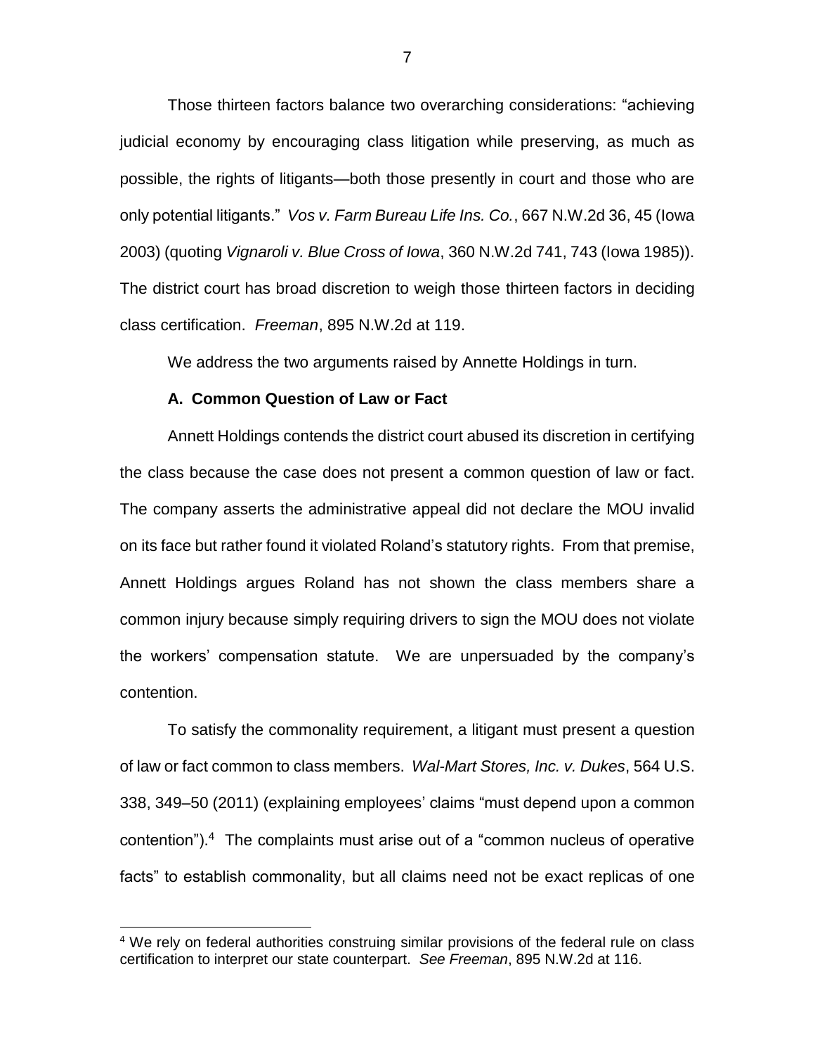Those thirteen factors balance two overarching considerations: "achieving judicial economy by encouraging class litigation while preserving, as much as possible, the rights of litigants—both those presently in court and those who are only potential litigants." *Vos v. Farm Bureau Life Ins. Co.*, 667 N.W.2d 36, 45 (Iowa 2003) (quoting *Vignaroli v. Blue Cross of Iowa*, 360 N.W.2d 741, 743 (Iowa 1985)). The district court has broad discretion to weigh those thirteen factors in deciding class certification. *Freeman*, 895 N.W.2d at 119.

We address the two arguments raised by Annette Holdings in turn.

**A. Common Question of Law or Fact**

Annett Holdings contends the district court abused its discretion in certifying the class because the case does not present a common question of law or fact. The company asserts the administrative appeal did not declare the MOU invalid on its face but rather found it violated Roland's statutory rights. From that premise, Annett Holdings argues Roland has not shown the class members share a common injury because simply requiring drivers to sign the MOU does not violate the workers' compensation statute. We are unpersuaded by the company's contention.

To satisfy the commonality requirement, a litigant must present a question of law or fact common to class members. *Wal-Mart Stores, Inc. v. Dukes*, 564 U.S. 338, 349–50 (2011) (explaining employees' claims "must depend upon a common contention").[4] The complaints must arise out of a "common nucleus of operative facts" to establish commonality, but all claims need not be exact replicas of one

[4] We rely on federal authorities construing similar provisions of the federal rule on class certification to interpret our state counterpart. *See Freeman*, 895 N.W.2d at 116.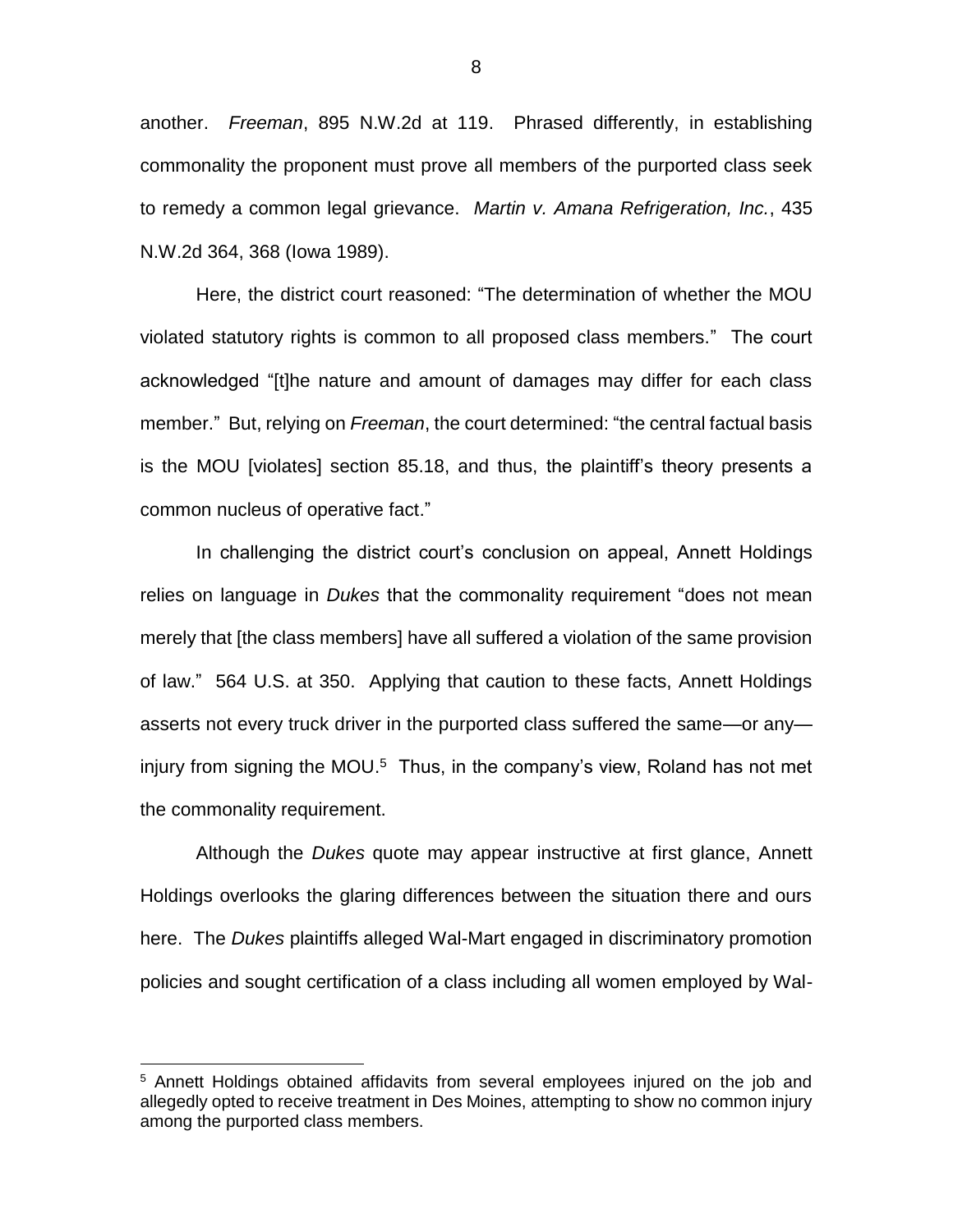another. *Freeman*, 895 N.W.2d at 119. Phrased differently, in establishing commonality the proponent must prove all members of the purported class seek to remedy a common legal grievance. *Martin v. Amana Refrigeration, Inc.*, 435 N.W.2d 364, 368 (Iowa 1989).

Here, the district court reasoned: "The determination of whether the MOU violated statutory rights is common to all proposed class members." The court acknowledged "[t]he nature and amount of damages may differ for each class member." But, relying on *Freeman*, the court determined: "the central factual basis is the MOU [violates] section 85.18, and thus, the plaintiff's theory presents a common nucleus of operative fact."

In challenging the district court's conclusion on appeal, Annett Holdings relies on language in *Dukes* that the commonality requirement "does not mean merely that [the class members] have all suffered a violation of the same provision of law." 564 U.S. at 350. Applying that caution to these facts, Annett Holdings asserts not every truck driver in the purported class suffered the same—or any—injury from signing the MOU.[5] Thus, in the company's view, Roland has not met the commonality requirement.

Although the *Dukes* quote may appear instructive at first glance, Annett Holdings overlooks the glaring differences between the situation there and ours here. The *Dukes* plaintiffs alleged Wal-Mart engaged in discriminatory promotion policies and sought certification of a class including all women employed by Wal-

---

[5] Annett Holdings obtained affidavits from several employees injured on the job and allegedly opted to receive treatment in Des Moines, attempting to show no common injury among the purported class members.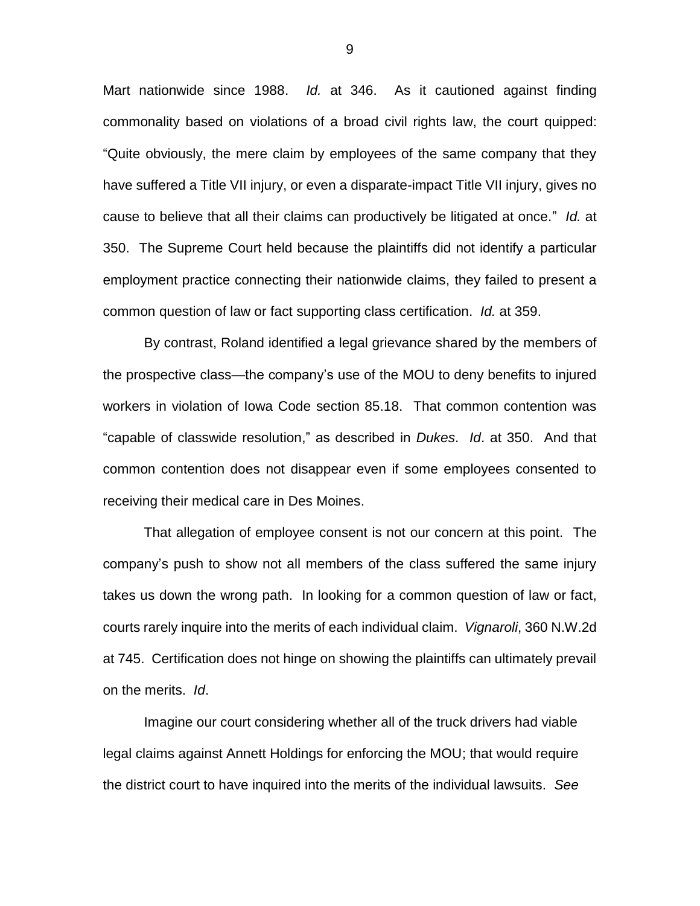Mart nationwide since 1988. *Id.* at 346. As it cautioned against finding commonality based on violations of a broad civil rights law, the court quipped: "Quite obviously, the mere claim by employees of the same company that they have suffered a Title VII injury, or even a disparate-impact Title VII injury, gives no cause to believe that all their claims can productively be litigated at once." *Id.* at 350. The Supreme Court held because the plaintiffs did not identify a particular employment practice connecting their nationwide claims, they failed to present a common question of law or fact supporting class certification. *Id.* at 359.

By contrast, Roland identified a legal grievance shared by the members of the prospective class—the company's use of the MOU to deny benefits to injured workers in violation of Iowa Code section 85.18. That common contention was "capable of classwide resolution," as described in *Dukes*. *Id*. at 350. And that common contention does not disappear even if some employees consented to receiving their medical care in Des Moines.

That allegation of employee consent is not our concern at this point. The company's push to show not all members of the class suffered the same injury takes us down the wrong path. In looking for a common question of law or fact, courts rarely inquire into the merits of each individual claim. *Vignaroli*, 360 N.W.2d at 745. Certification does not hinge on showing the plaintiffs can ultimately prevail on the merits. *Id*.

Imagine our court considering whether all of the truck drivers had viable legal claims against Annett Holdings for enforcing the MOU; that would require the district court to have inquired into the merits of the individual lawsuits. *See*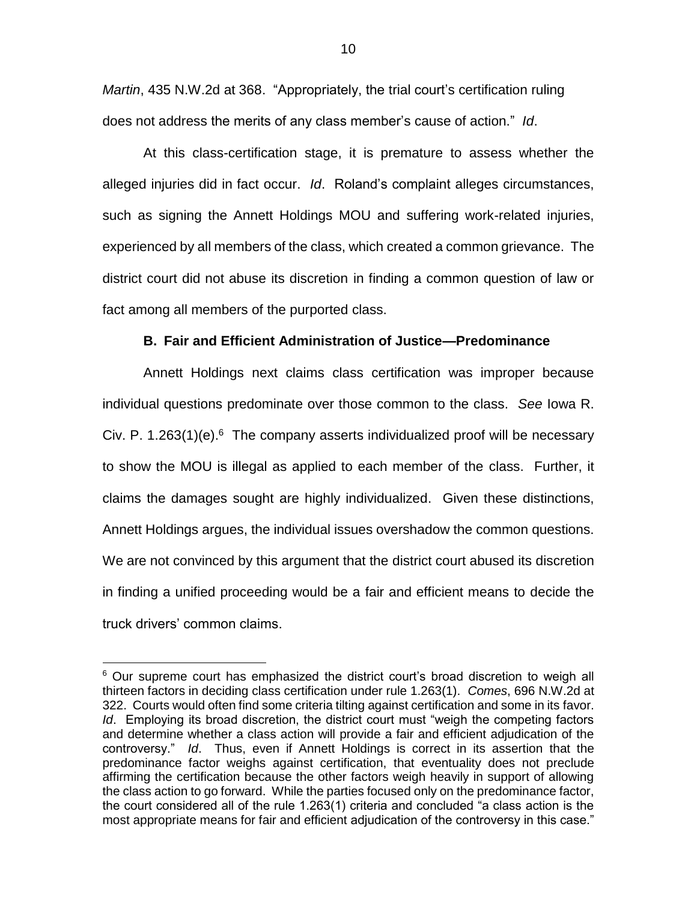*Martin*, 435 N.W.2d at 368. "Appropriately, the trial court's certification ruling does not address the merits of any class member's cause of action." *Id*.

At this class-certification stage, it is premature to assess whether the alleged injuries did in fact occur. *Id*. Roland's complaint alleges circumstances, such as signing the Annett Holdings MOU and suffering work-related injuries, experienced by all members of the class, which created a common grievance. The district court did not abuse its discretion in finding a common question of law or fact among all members of the purported class.

### B. Fair and Efficient Administration of Justice—Predominance

Annett Holdings next claims class certification was improper because individual questions predominate over those common to the class. *See* Iowa R. Civ. P. 1.263(1)(e).[6] The company asserts individualized proof will be necessary to show the MOU is illegal as applied to each member of the class. Further, it claims the damages sought are highly individualized. Given these distinctions, Annett Holdings argues, the individual issues overshadow the common questions. We are not convinced by this argument that the district court abused its discretion in finding a unified proceeding would be a fair and efficient means to decide the truck drivers' common claims.

[6] Our supreme court has emphasized the district court's broad discretion to weigh all thirteen factors in deciding class certification under rule 1.263(1). *Comes*, 696 N.W.2d at 322. Courts would often find some criteria tilting against certification and some in its favor. *Id*. Employing its broad discretion, the district court must "weigh the competing factors and determine whether a class action will provide a fair and efficient adjudication of the controversy." *Id*. Thus, even if Annett Holdings is correct in its assertion that the predominance factor weighs against certification, that eventuality does not preclude affirming the certification because the other factors weigh heavily in support of allowing the class action to go forward. While the parties focused only on the predominance factor, the court considered all of the rule 1.263(1) criteria and concluded "a class action is the most appropriate means for fair and efficient adjudication of the controversy in this case."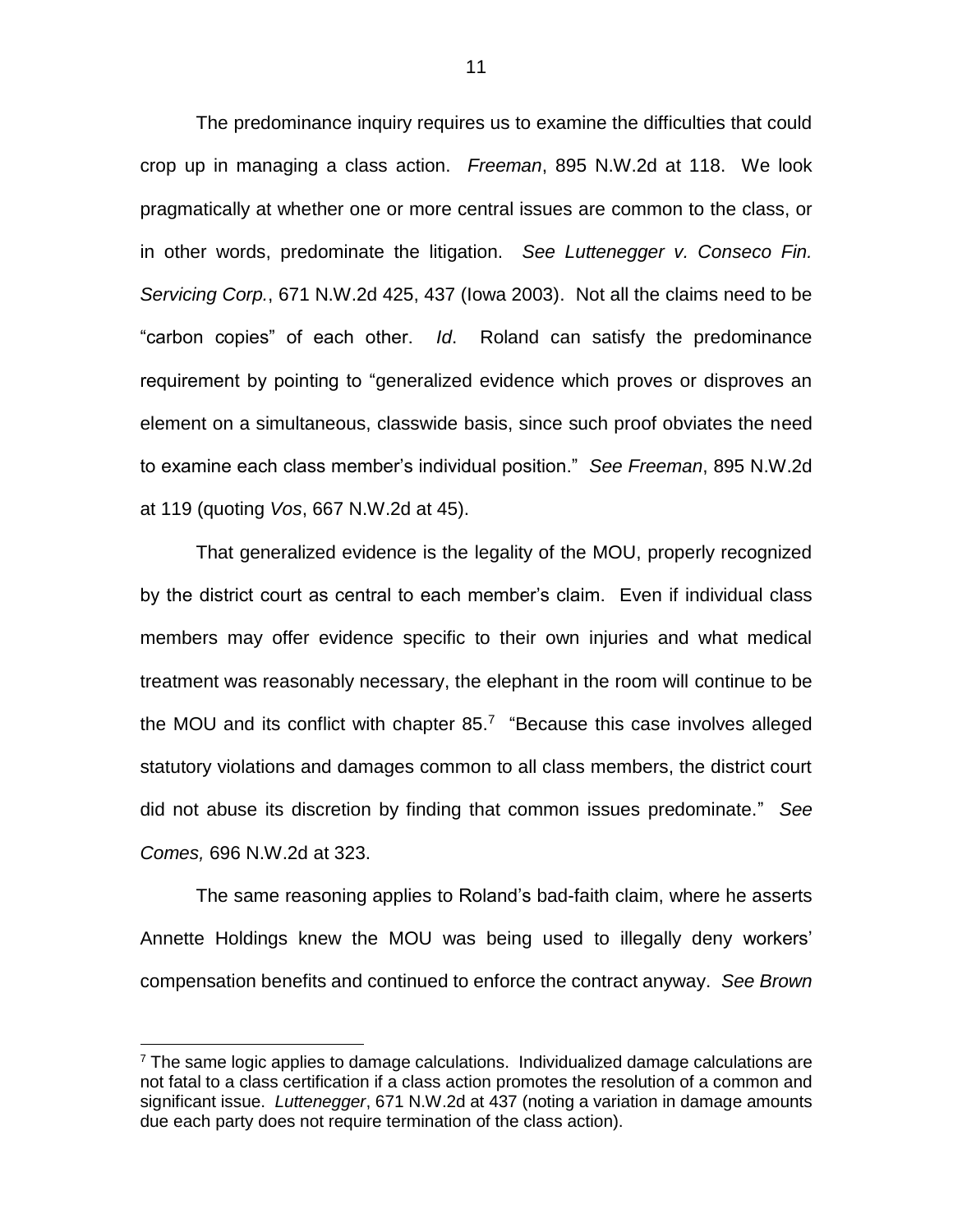The predominance inquiry requires us to examine the difficulties that could crop up in managing a class action. *Freeman*, 895 N.W.2d at 118. We look pragmatically at whether one or more central issues are common to the class, or in other words, predominate the litigation. *See Luttenegger v. Conseco Fin. Servicing Corp.*, 671 N.W.2d 425, 437 (Iowa 2003). Not all the claims need to be "carbon copies" of each other. *Id*. Roland can satisfy the predominance requirement by pointing to "generalized evidence which proves or disproves an element on a simultaneous, classwide basis, since such proof obviates the need to examine each class member's individual position." *See Freeman*, 895 N.W.2d at 119 (quoting *Vos*, 667 N.W.2d at 45).

That generalized evidence is the legality of the MOU, properly recognized by the district court as central to each member's claim. Even if individual class members may offer evidence specific to their own injuries and what medical treatment was reasonably necessary, the elephant in the room will continue to be the MOU and its conflict with chapter 85.[7] "Because this case involves alleged statutory violations and damages common to all class members, the district court did not abuse its discretion by finding that common issues predominate." *See Comes,* 696 N.W.2d at 323.

The same reasoning applies to Roland's bad-faith claim, where he asserts Annette Holdings knew the MOU was being used to illegally deny workers' compensation benefits and continued to enforce the contract anyway. *See Brown*

[7] The same logic applies to damage calculations. Individualized damage calculations are not fatal to a class certification if a class action promotes the resolution of a common and significant issue. *Luttenegger*, 671 N.W.2d at 437 (noting a variation in damage amounts due each party does not require termination of the class action).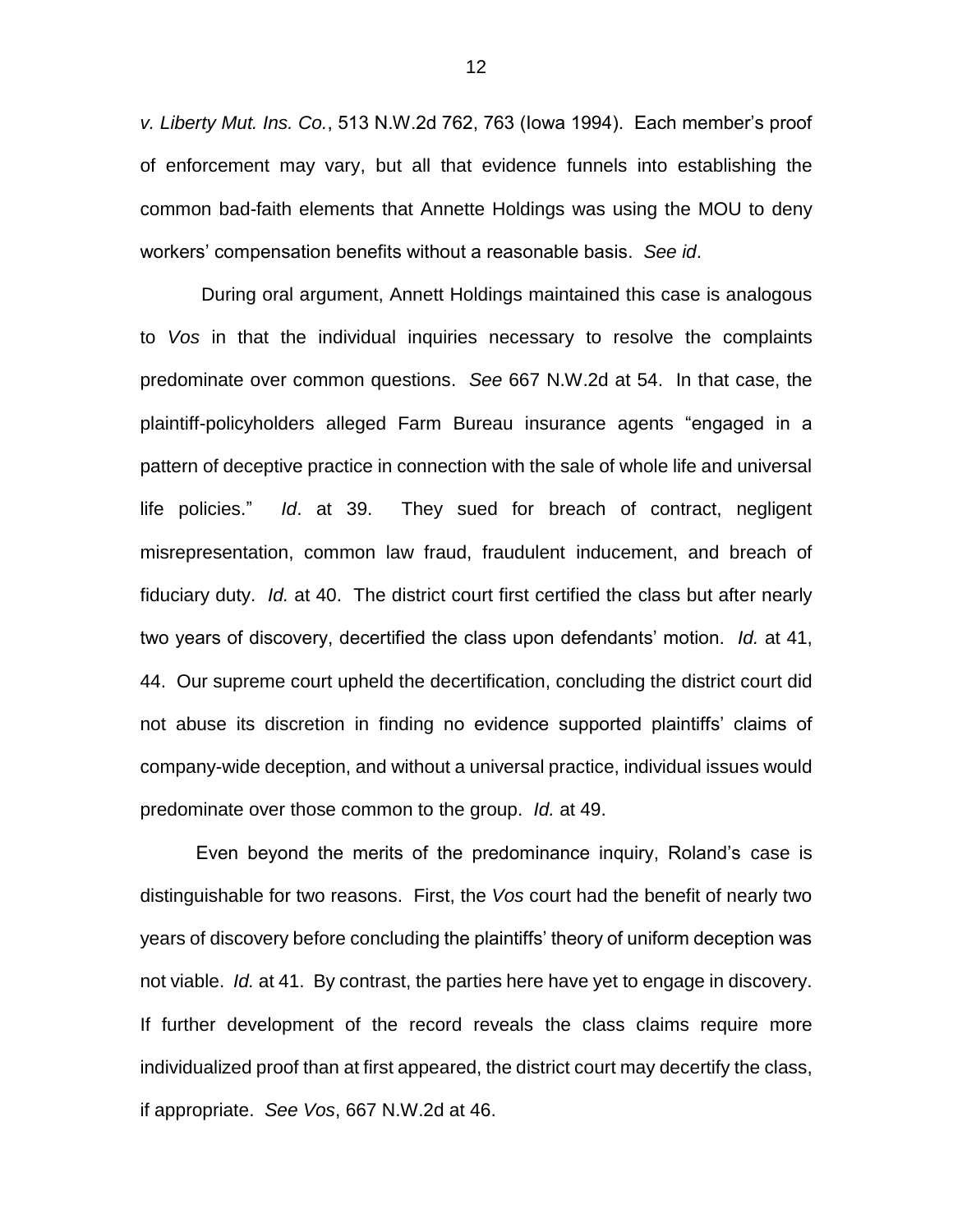*v. Liberty Mut. Ins. Co.*, 513 N.W.2d 762, 763 (Iowa 1994). Each member's proof of enforcement may vary, but all that evidence funnels into establishing the common bad-faith elements that Annette Holdings was using the MOU to deny workers' compensation benefits without a reasonable basis. *See id*.

During oral argument, Annett Holdings maintained this case is analogous to *Vos* in that the individual inquiries necessary to resolve the complaints predominate over common questions. *See* 667 N.W.2d at 54. In that case, the plaintiff-policyholders alleged Farm Bureau insurance agents "engaged in a pattern of deceptive practice in connection with the sale of whole life and universal life policies." *Id*. at 39. They sued for breach of contract, negligent misrepresentation, common law fraud, fraudulent inducement, and breach of fiduciary duty. *Id.* at 40. The district court first certified the class but after nearly two years of discovery, decertified the class upon defendants' motion. *Id.* at 41, 44. Our supreme court upheld the decertification, concluding the district court did not abuse its discretion in finding no evidence supported plaintiffs' claims of company-wide deception, and without a universal practice, individual issues would predominate over those common to the group. *Id.* at 49.

Even beyond the merits of the predominance inquiry, Roland's case is distinguishable for two reasons. First, the *Vos* court had the benefit of nearly two years of discovery before concluding the plaintiffs' theory of uniform deception was not viable. *Id.* at 41. By contrast, the parties here have yet to engage in discovery. If further development of the record reveals the class claims require more individualized proof than at first appeared, the district court may decertify the class, if appropriate. *See Vos*, 667 N.W.2d at 46.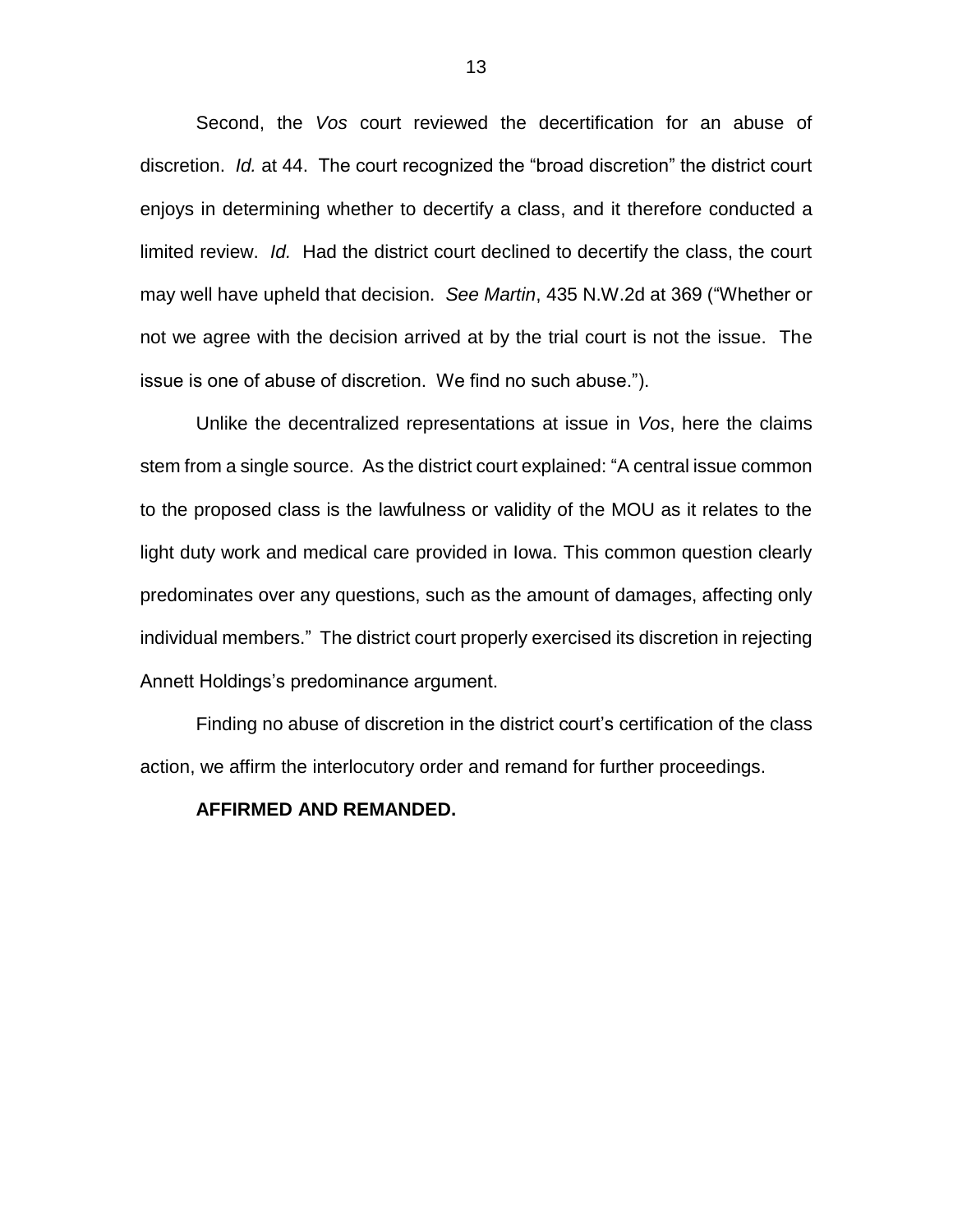Second, the *Vos* court reviewed the decertification for an abuse of discretion. *Id.* at 44. The court recognized the "broad discretion" the district court enjoys in determining whether to decertify a class, and it therefore conducted a limited review. *Id.* Had the district court declined to decertify the class, the court may well have upheld that decision. *See Martin*, 435 N.W.2d at 369 ("Whether or not we agree with the decision arrived at by the trial court is not the issue. The issue is one of abuse of discretion. We find no such abuse.").

Unlike the decentralized representations at issue in *Vos*, here the claims stem from a single source. As the district court explained: "A central issue common to the proposed class is the lawfulness or validity of the MOU as it relates to the light duty work and medical care provided in Iowa. This common question clearly predominates over any questions, such as the amount of damages, affecting only individual members." The district court properly exercised its discretion in rejecting Annett Holdings's predominance argument.

Finding no abuse of discretion in the district court's certification of the class action, we affirm the interlocutory order and remand for further proceedings.

**AFFIRMED AND REMANDED.**